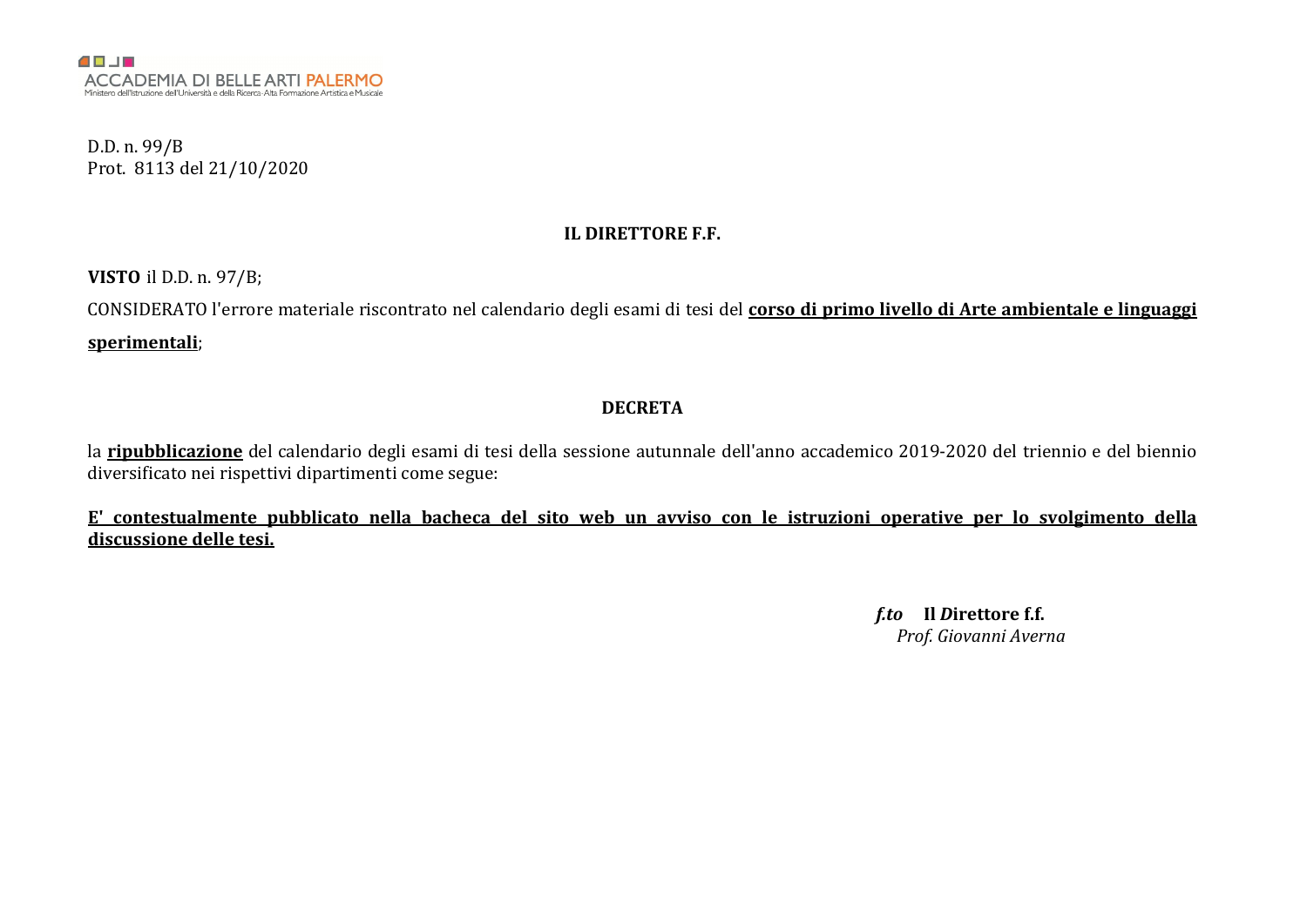ACCADEMIA DI BELLE ARTI PALERMO
Ministero dell'Istruzione dell'Università e della Ricerca-Alta Formazione Artistica e Musicale

D.D. n. 99/B
Prot. 8113 del 21/10/2020

**IL DIRETTORE F.F.**

**VISTO** il D.D. n. 97/B;

CONSIDERATO l'errore materiale riscontrato nel calendario degli esami di tesi del **corso di primo livello di Arte ambientale e linguaggi sperimentali**;

**DECRETA**

la **ripubblicazione** del calendario degli esami di tesi della sessione autunnale dell'anno accademico 2019-2020 del triennio e del biennio diversificato nei rispettivi dipartimenti come segue:

**E' contestualmente pubblicato nella bacheca del sito web un avviso con le istruzioni operative per lo svolgimento della discussione delle tesi.**

***f.to*** **Il *D*irettore f.f.**
*Prof. Giovanni Averna*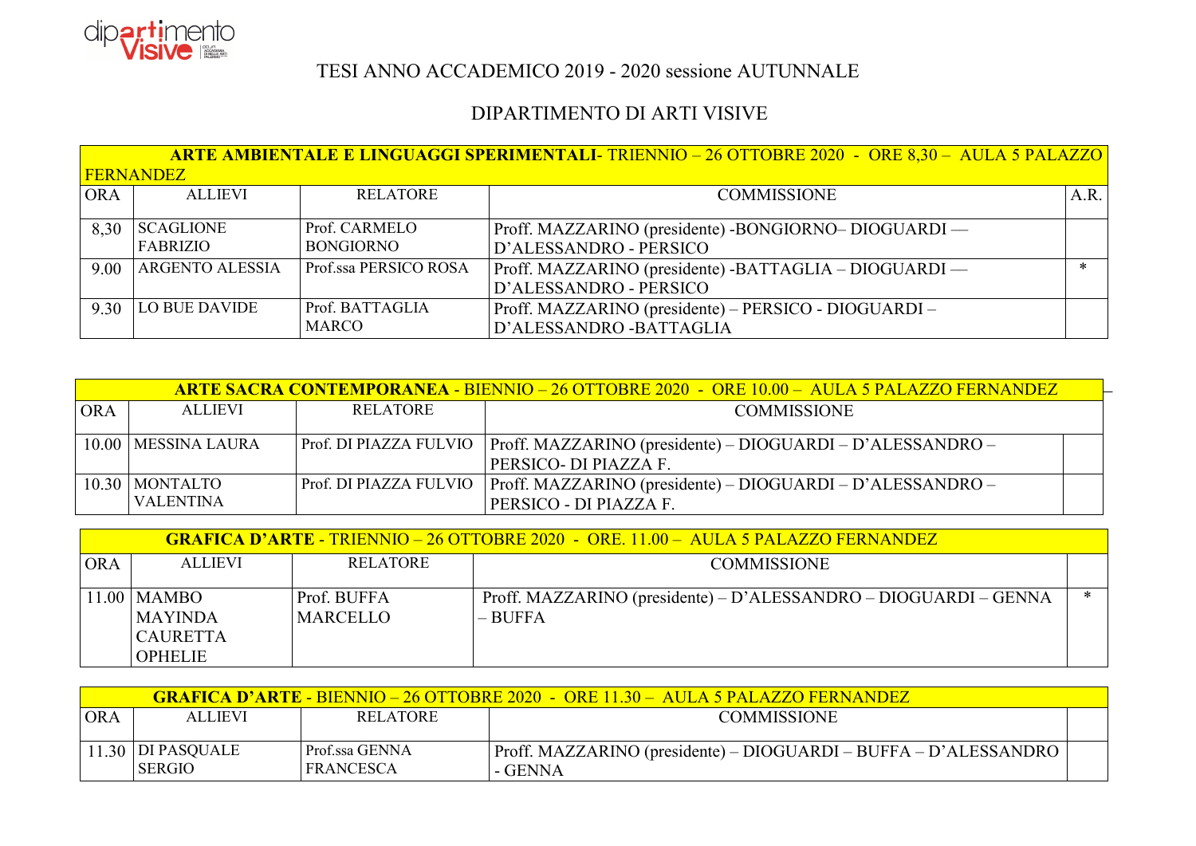# TESI ANNO ACCADEMICO 2019 - 2020 sessione AUTUNNALE

## DIPARTIMENTO DI ARTI VISIVE

| **ARTE AMBIENTALE E LINGUAGGI SPERIMENTALI**- TRIENNIO – 26 OTTOBRE 2020 - ORE 8,30 – AULA 5 PALAZZO FERNANDEZ | | | | |
|---|---|---|---|---|
| ORA | ALLIEVI | RELATORE | COMMISSIONE | A.R. |
| 8,30 | SCAGLIONE FABRIZIO | Prof. CARMELO BONGIORNO | Proff. MAZZARINO (presidente) -BONGIORNO– DIOGUARDI — D'ALESSANDRO - PERSICO | |
| 9.00 | ARGENTO ALESSIA | Prof.ssa PERSICO ROSA | Proff. MAZZARINO (presidente) -BATTAGLIA – DIOGUARDI — D'ALESSANDRO - PERSICO | * |
| 9.30 | LO BUE DAVIDE | Prof. BATTAGLIA MARCO | Proff. MAZZARINO (presidente) – PERSICO - DIOGUARDI – D'ALESSANDRO -BATTAGLIA | |

| **ARTE SACRA CONTEMPORANEA** - BIENNIO – 26 OTTOBRE 2020 - ORE 10.00 – AULA 5 PALAZZO FERNANDEZ | | | | |
|---|---|---|---|---|
| ORA | ALLIEVI | RELATORE | COMMISSIONE | |
| 10.00 | MESSINA LAURA | Prof. DI PIAZZA FULVIO | Proff. MAZZARINO (presidente) – DIOGUARDI – D'ALESSANDRO – PERSICO- DI PIAZZA F. | |
| 10.30 | MONTALTO VALENTINA | Prof. DI PIAZZA FULVIO | Proff. MAZZARINO (presidente) – DIOGUARDI – D'ALESSANDRO – PERSICO - DI PIAZZA F. | |

| **GRAFICA D'ARTE** - TRIENNIO – 26 OTTOBRE 2020 - ORE. 11.00 – AULA 5 PALAZZO FERNANDEZ | | | | |
|---|---|---|---|---|
| ORA | ALLIEVI | RELATORE | COMMISSIONE | |
| 11.00 | MAMBO MAYINDA CAURETTA OPHELIE | Prof. BUFFA MARCELLO | Proff. MAZZARINO (presidente) – D'ALESSANDRO – DIOGUARDI – GENNA – BUFFA | * |

| **GRAFICA D'ARTE** - BIENNIO – 26 OTTOBRE 2020 - ORE 11.30 – AULA 5 PALAZZO FERNANDEZ | | | | |
|---|---|---|---|---|
| ORA | ALLIEVI | RELATORE | COMMISSIONE | |
| 11.30 | DI PASQUALE SERGIO | Prof.ssa GENNA FRANCESCA | Proff. MAZZARINO (presidente) – DIOGUARDI – BUFFA – D'ALESSANDRO - GENNA | |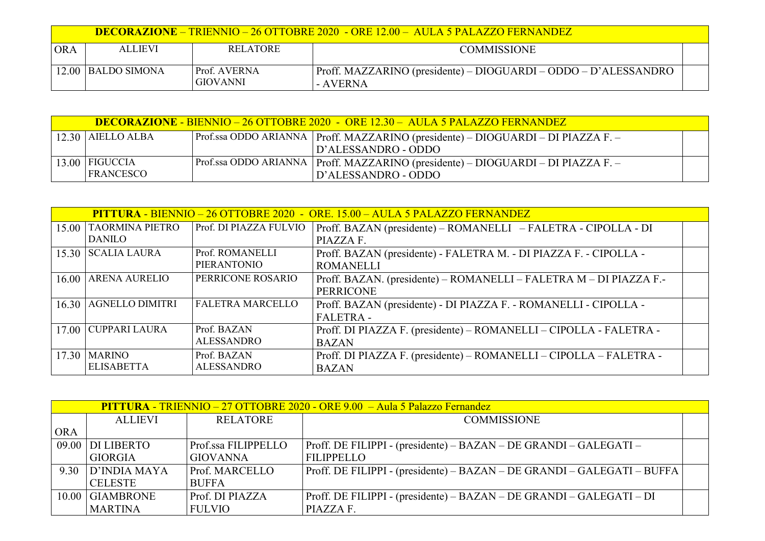| **DECORAZIONE** – TRIENNIO – 26 OTTOBRE 2020 - ORE 12.00 – AULA 5 PALAZZO FERNANDEZ | | | | |
|---|---|---|---|---|
| ORA | ALLIEVI | RELATORE | COMMISSIONE | |
| 12.00 | BALDO SIMONA | Prof. AVERNA GIOVANNI | Proff. MAZZARINO (presidente) – DIOGUARDI – ODDO – D'ALESSANDRO - AVERNA | |

| **DECORAZIONE** - BIENNIO – 26 OTTOBRE 2020 - ORE 12.30 – AULA 5 PALAZZO FERNANDEZ | | | | |
|---|---|---|---|---|
| 12.30 | AIELLO ALBA | Prof.ssa ODDO ARIANNA | Proff. MAZZARINO (presidente) – DIOGUARDI – DI PIAZZA F. – D'ALESSANDRO - ODDO | |
| 13.00 | FIGUCCIA FRANCESCO | Prof.ssa ODDO ARIANNA | Proff. MAZZARINO (presidente) – DIOGUARDI – DI PIAZZA F. – D'ALESSANDRO - ODDO | |

| **PITTURA** - BIENNIO – 26 OTTOBRE 2020 - ORE. 15.00 – AULA 5 PALAZZO FERNANDEZ | | | | |
|---|---|---|---|---|
| 15.00 | TAORMINA PIETRO DANILO | Prof. DI PIAZZA FULVIO | Proff. BAZAN (presidente) – ROMANELLI – FALETRA - CIPOLLA - DI PIAZZA F. | |
| 15.30 | SCALIA LAURA | Prof. ROMANELLI PIERANTONIO | Proff. BAZAN (presidente) - FALETRA M. - DI PIAZZA F. - CIPOLLA - ROMANELLI | |
| 16.00 | ARENA AURELIO | PERRICONE ROSARIO | Proff. BAZAN. (presidente) – ROMANELLI – FALETRA M – DI PIAZZA F.- PERRICONE | |
| 16.30 | AGNELLO DIMITRI | FALETRA MARCELLO | Proff. BAZAN (presidente) - DI PIAZZA F. - ROMANELLI - CIPOLLA - FALETRA - | |
| 17.00 | CUPPARI LAURA | Prof. BAZAN ALESSANDRO | Proff. DI PIAZZA F. (presidente) – ROMANELLI – CIPOLLA - FALETRA - BAZAN | |
| 17.30 | MARINO ELISABETTA | Prof. BAZAN ALESSANDRO | Proff. DI PIAZZA F. (presidente) – ROMANELLI – CIPOLLA – FALETRA - BAZAN | |

| **PITTURA** - TRIENNIO – 27 OTTOBRE 2020 - ORE 9.00 – Aula 5 Palazzo Fernandez | | | | |
|---|---|---|---|---|
| ORA | ALLIEVI | RELATORE | COMMISSIONE | |
| 09.00 | DI LIBERTO GIORGIA | Prof.ssa FILIPPELLO GIOVANNA | Proff. DE FILIPPI - (presidente) – BAZAN – DE GRANDI – GALEGATI – FILIPPELLO | |
| 9.30 | D'INDIA MAYA CELESTE | Prof. MARCELLO BUFFA | Proff. DE FILIPPI - (presidente) – BAZAN – DE GRANDI – GALEGATI – BUFFA | |
| 10.00 | GIAMBRONE MARTINA | Prof. DI PIAZZA FULVIO | Proff. DE FILIPPI - (presidente) – BAZAN – DE GRANDI – GALEGATI – DI PIAZZA F. | |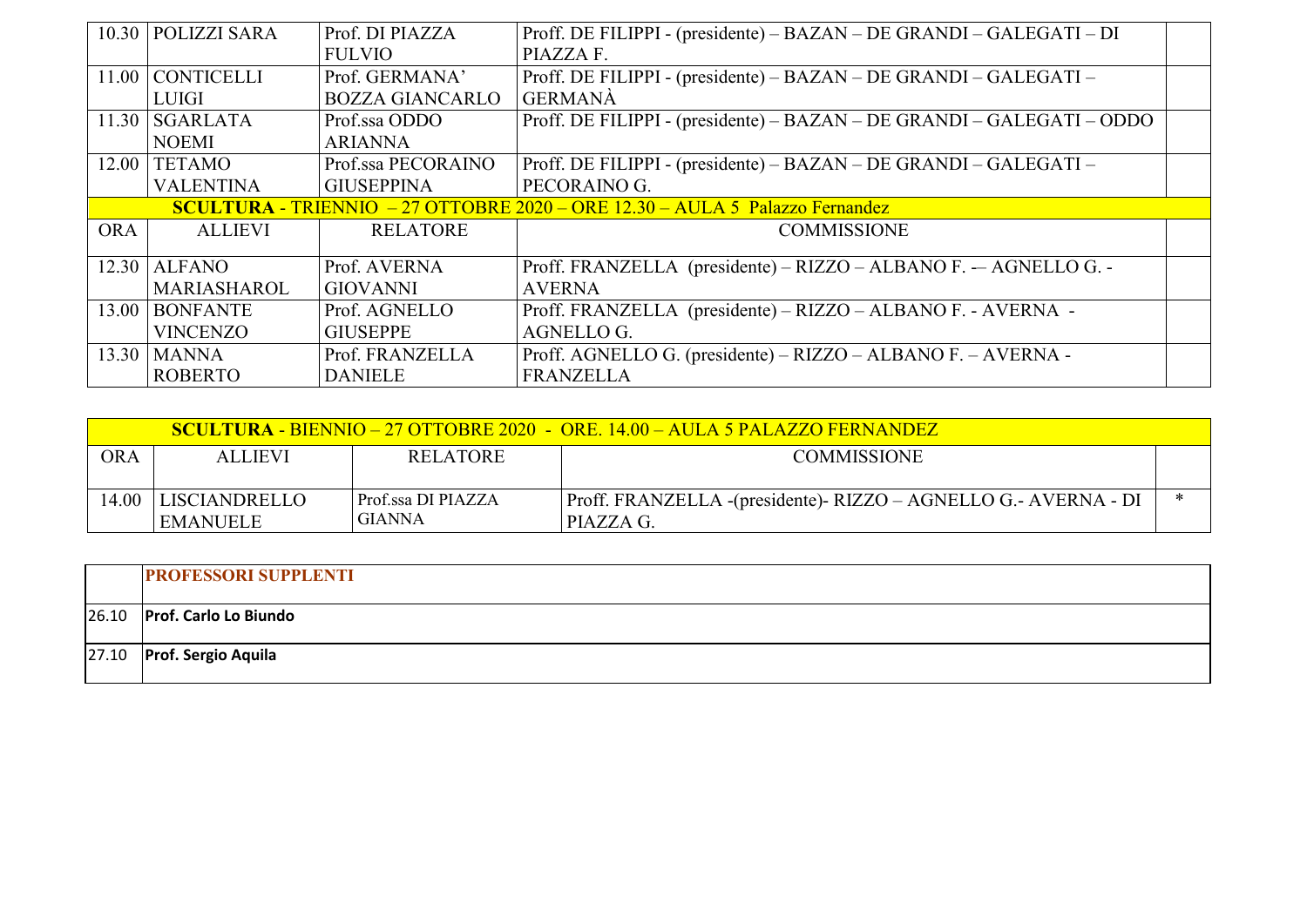| ORA | ALLIEVI | RELATORE | COMMISSIONE | |
|---|---|---|---|---|
| 10.30 | POLIZZI SARA | Prof. DI PIAZZA FULVIO | Proff. DE FILIPPI - (presidente) – BAZAN – DE GRANDI – GALEGATI – DI PIAZZA F. | |
| 11.00 | CONTICELLI LUIGI | Prof. GERMANA' BOZZA GIANCARLO | Proff. DE FILIPPI - (presidente) – BAZAN – DE GRANDI – GALEGATI – GERMANÀ | |
| 11.30 | SGARLATA NOEMI | Prof.ssa ODDO ARIANNA | Proff. DE FILIPPI - (presidente) – BAZAN – DE GRANDI – GALEGATI – ODDO | |
| 12.00 | TETAMO VALENTINA | Prof.ssa PECORAINO GIUSEPPINA | Proff. DE FILIPPI - (presidente) – BAZAN – DE GRANDI – GALEGATI – PECORAINO G. | |

**SCULTURA** - TRIENNIO – 27 OTTOBRE 2020 – ORE 12.30 – AULA 5 Palazzo Fernandez

| ORA | ALLIEVI | RELATORE | COMMISSIONE | |
|---|---|---|---|---|
| 12.30 | ALFANO MARIASHAROL | Prof. AVERNA GIOVANNI | Proff. FRANZELLA (presidente) – RIZZO – ALBANO F. -– AGNELLO G. - AVERNA | |
| 13.00 | BONFANTE VINCENZO | Prof. AGNELLO GIUSEPPE | Proff. FRANZELLA (presidente) – RIZZO – ALBANO F. - AVERNA - AGNELLO G. | |
| 13.30 | MANNA ROBERTO | Prof. FRANZELLA DANIELE | Proff. AGNELLO G. (presidente) – RIZZO – ALBANO F. – AVERNA - FRANZELLA | |

**SCULTURA** - BIENNIO – 27 OTTOBRE 2020 - ORE. 14.00 – AULA 5 PALAZZO FERNANDEZ

| ORA | ALLIEVI | RELATORE | COMMISSIONE | |
|---|---|---|---|---|
| 14.00 | LISCIANDRELLO EMANUELE | Prof.ssa DI PIAZZA GIANNA | Proff. FRANZELLA -(presidente)- RIZZO – AGNELLO G.- AVERNA - DI PIAZZA G. | * |

| | PROFESSORI SUPPLENTI |
|---|---|
| 26.10 | **Prof. Carlo Lo Biundo** |
| 27.10 | **Prof. Sergio Aquila** |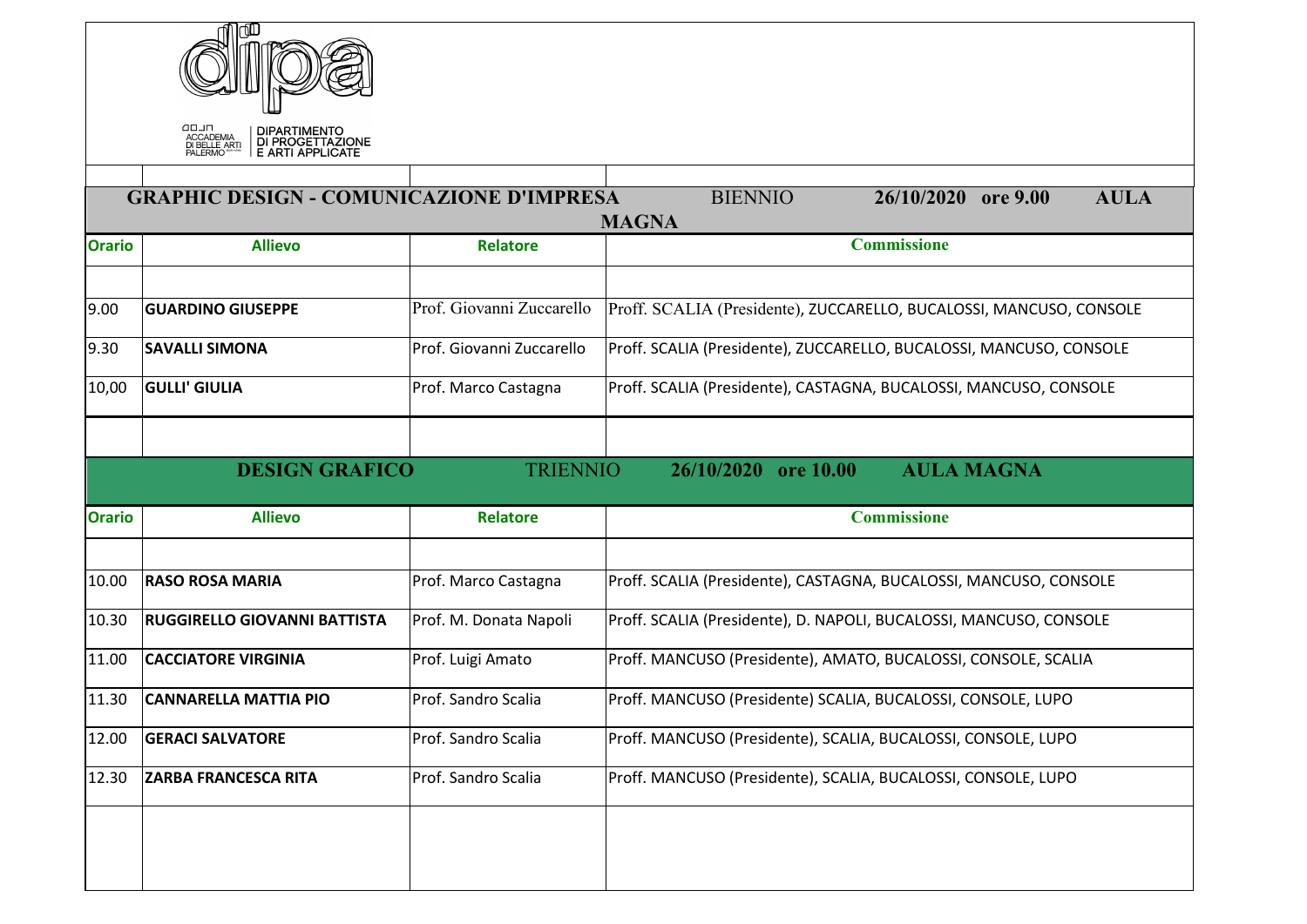ACCADEMIA DI BELLE ARTI PALERMO
DIPARTIMENTO DI PROGETTAZIONE E ARTI APPLICATE

## GRAPHIC DESIGN - COMUNICAZIONE D'IMPRESA BIENNIO 26/10/2020 ore 9.00 AULA MAGNA

| Orario | Allievo | Relatore | Commissione |
|---|---|---|---|
| 9.00 | **GUARDINO GIUSEPPE** | Prof. Giovanni Zuccarello | Proff. SCALIA (Presidente), ZUCCARELLO, BUCALOSSI, MANCUSO, CONSOLE |
| 9.30 | **SAVALLI SIMONA** | Prof. Giovanni Zuccarello | Proff. SCALIA (Presidente), ZUCCARELLO, BUCALOSSI, MANCUSO, CONSOLE |
| 10,00 | **GULLI' GIULIA** | Prof. Marco Castagna | Proff. SCALIA (Presidente), CASTAGNA, BUCALOSSI, MANCUSO, CONSOLE |

## DESIGN GRAFICO TRIENNIO 26/10/2020 ore 10.00 AULA MAGNA

| Orario | Allievo | Relatore | Commissione |
|---|---|---|---|
| 10.00 | **RASO ROSA MARIA** | Prof. Marco Castagna | Proff. SCALIA (Presidente), CASTAGNA, BUCALOSSI, MANCUSO, CONSOLE |
| 10.30 | **RUGGIRELLO GIOVANNI BATTISTA** | Prof. M. Donata Napoli | Proff. SCALIA (Presidente), D. NAPOLI, BUCALOSSI, MANCUSO, CONSOLE |
| 11.00 | **CACCIATORE VIRGINIA** | Prof. Luigi Amato | Proff. MANCUSO (Presidente), AMATO, BUCALOSSI, CONSOLE, SCALIA |
| 11.30 | **CANNARELLA MATTIA PIO** | Prof. Sandro Scalia | Proff. MANCUSO (Presidente) SCALIA, BUCALOSSI, CONSOLE, LUPO |
| 12.00 | **GERACI SALVATORE** | Prof. Sandro Scalia | Proff. MANCUSO (Presidente), SCALIA, BUCALOSSI, CONSOLE, LUPO |
| 12.30 | **ZARBA FRANCESCA RITA** | Prof. Sandro Scalia | Proff. MANCUSO (Presidente), SCALIA, BUCALOSSI, CONSOLE, LUPO |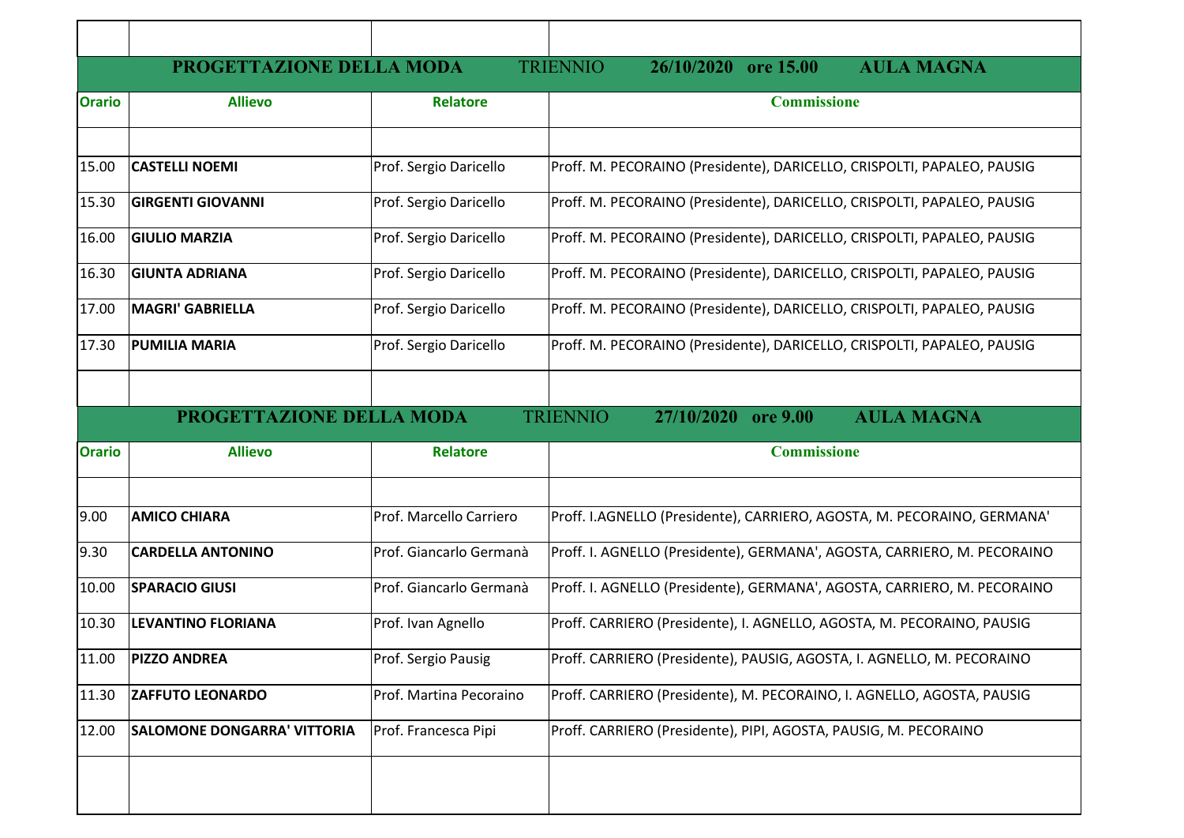| | | | |
|---|---|---|---|
| **PROGETTAZIONE DELLA MODA** TRIENNIO **26/10/2020 ore 15.00 AULA MAGNA** | | | |
| **Orario** | **Allievo** | **Relatore** | **Commissione** |
| | | | |
| 15.00 | **CASTELLI NOEMI** | Prof. Sergio Daricello | Proff. M. PECORAINO (Presidente), DARICELLO, CRISPOLTI, PAPALEO, PAUSIG |
| 15.30 | **GIRGENTI GIOVANNI** | Prof. Sergio Daricello | Proff. M. PECORAINO (Presidente), DARICELLO, CRISPOLTI, PAPALEO, PAUSIG |
| 16.00 | **GIULIO MARZIA** | Prof. Sergio Daricello | Proff. M. PECORAINO (Presidente), DARICELLO, CRISPOLTI, PAPALEO, PAUSIG |
| 16.30 | **GIUNTA ADRIANA** | Prof. Sergio Daricello | Proff. M. PECORAINO (Presidente), DARICELLO, CRISPOLTI, PAPALEO, PAUSIG |
| 17.00 | **MAGRI' GABRIELLA** | Prof. Sergio Daricello | Proff. M. PECORAINO (Presidente), DARICELLO, CRISPOLTI, PAPALEO, PAUSIG |
| 17.30 | **PUMILIA MARIA** | Prof. Sergio Daricello | Proff. M. PECORAINO (Presidente), DARICELLO, CRISPOLTI, PAPALEO, PAUSIG |

| | | | |
|---|---|---|---|
| **PROGETTAZIONE DELLA MODA** TRIENNIO **27/10/2020 ore 9.00 AULA MAGNA** | | | |
| **Orario** | **Allievo** | **Relatore** | **Commissione** |
| | | | |
| 9.00 | **AMICO CHIARA** | Prof. Marcello Carriero | Proff. I.AGNELLO (Presidente), CARRIERO, AGOSTA, M. PECORAINO, GERMANA' |
| 9.30 | **CARDELLA ANTONINO** | Prof. Giancarlo Germanà | Proff. I. AGNELLO (Presidente), GERMANA', AGOSTA, CARRIERO, M. PECORAINO |
| 10.00 | **SPARACIO GIUSI** | Prof. Giancarlo Germanà | Proff. I. AGNELLO (Presidente), GERMANA', AGOSTA, CARRIERO, M. PECORAINO |
| 10.30 | **LEVANTINO FLORIANA** | Prof. Ivan Agnello | Proff. CARRIERO (Presidente), I. AGNELLO, AGOSTA, M. PECORAINO, PAUSIG |
| 11.00 | **PIZZO ANDREA** | Prof. Sergio Pausig | Proff. CARRIERO (Presidente), PAUSIG, AGOSTA, I. AGNELLO, M. PECORAINO |
| 11.30 | **ZAFFUTO LEONARDO** | Prof. Martina Pecoraino | Proff. CARRIERO (Presidente), M. PECORAINO, I. AGNELLO, AGOSTA, PAUSIG |
| 12.00 | **SALOMONE DONGARRA' VITTORIA** | Prof. Francesca Pipi | Proff. CARRIERO (Presidente), PIPI, AGOSTA, PAUSIG, M. PECORAINO |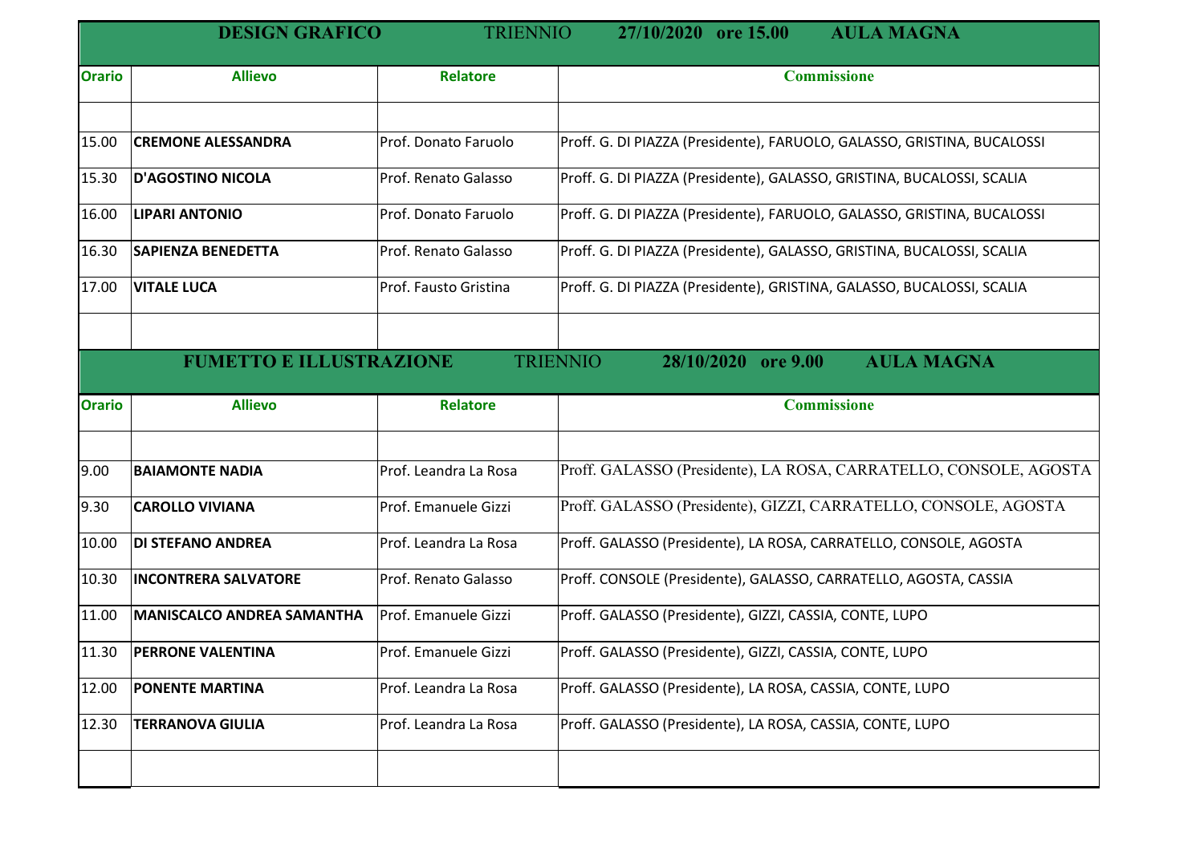| **DESIGN GRAFICO** TRIENNIO **27/10/2020 ore 15.00** **AULA MAGNA** | | | |
|---|---|---|---|
| **Orario** | **Allievo** | **Relatore** | **Commissione** |
| | | | |
| 15.00 | **CREMONE ALESSANDRA** | Prof. Donato Faruolo | Proff. G. DI PIAZZA (Presidente), FARUOLO, GALASSO, GRISTINA, BUCALOSSI |
| 15.30 | **D'AGOSTINO NICOLA** | Prof. Renato Galasso | Proff. G. DI PIAZZA (Presidente), GALASSO, GRISTINA, BUCALOSSI, SCALIA |
| 16.00 | **LIPARI ANTONIO** | Prof. Donato Faruolo | Proff. G. DI PIAZZA (Presidente), FARUOLO, GALASSO, GRISTINA, BUCALOSSI |
| 16.30 | **SAPIENZA BENEDETTA** | Prof. Renato Galasso | Proff. G. DI PIAZZA (Presidente), GALASSO, GRISTINA, BUCALOSSI, SCALIA |
| 17.00 | **VITALE LUCA** | Prof. Fausto Gristina | Proff. G. DI PIAZZA (Presidente), GRISTINA, GALASSO, BUCALOSSI, SCALIA |
| | | | |

| **FUMETTO E ILLUSTRAZIONE** TRIENNIO **28/10/2020 ore 9.00** **AULA MAGNA** | | | |
|---|---|---|---|
| **Orario** | **Allievo** | **Relatore** | **Commissione** |
| | | | |
| 9.00 | **BAIAMONTE NADIA** | Prof. Leandra La Rosa | Proff. GALASSO (Presidente), LA ROSA, CARRATELLO, CONSOLE, AGOSTA |
| 9.30 | **CAROLLO VIVIANA** | Prof. Emanuele Gizzi | Proff. GALASSO (Presidente), GIZZI, CARRATELLO, CONSOLE, AGOSTA |
| 10.00 | **DI STEFANO ANDREA** | Prof. Leandra La Rosa | Proff. GALASSO (Presidente), LA ROSA, CARRATELLO, CONSOLE, AGOSTA |
| 10.30 | **INCONTRERA SALVATORE** | Prof. Renato Galasso | Proff. CONSOLE (Presidente), GALASSO, CARRATELLO, AGOSTA, CASSIA |
| 11.00 | **MANISCALCO ANDREA SAMANTHA** | Prof. Emanuele Gizzi | Proff. GALASSO (Presidente), GIZZI, CASSIA, CONTE, LUPO |
| 11.30 | **PERRONE VALENTINA** | Prof. Emanuele Gizzi | Proff. GALASSO (Presidente), GIZZI, CASSIA, CONTE, LUPO |
| 12.00 | **PONENTE MARTINA** | Prof. Leandra La Rosa | Proff. GALASSO (Presidente), LA ROSA, CASSIA, CONTE, LUPO |
| 12.30 | **TERRANOVA GIULIA** | Prof. Leandra La Rosa | Proff. GALASSO (Presidente), LA ROSA, CASSIA, CONTE, LUPO |
| | | | |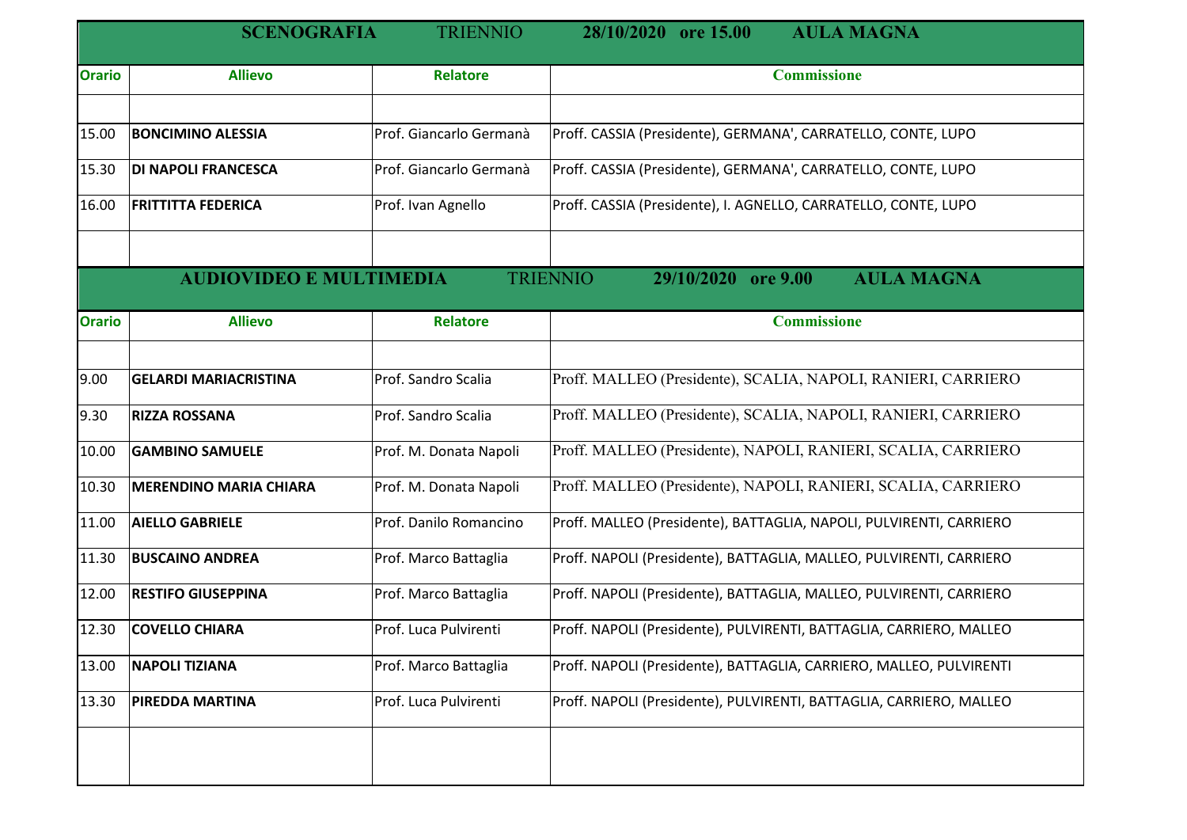| SCENOGRAFIA | TRIENNIO | 28/10/2020 ore 15.00 | AULA MAGNA |
|---|---|---|---|
| **Orario** | **Allievo** | **Relatore** | **Commissione** |
| | | | |
| 15.00 | **BONCIMINO ALESSIA** | Prof. Giancarlo Germanà | Proff. CASSIA (Presidente), GERMANA', CARRATELLO, CONTE, LUPO |
| 15.30 | **DI NAPOLI FRANCESCA** | Prof. Giancarlo Germanà | Proff. CASSIA (Presidente), GERMANA', CARRATELLO, CONTE, LUPO |
| 16.00 | **FRITTITTA FEDERICA** | Prof. Ivan Agnello | Proff. CASSIA (Presidente), I. AGNELLO, CARRATELLO, CONTE, LUPO |

| AUDIOVIDEO E MULTIMEDIA | TRIENNIO | 29/10/2020 ore 9.00 | AULA MAGNA |
|---|---|---|---|
| **Orario** | **Allievo** | **Relatore** | **Commissione** |
| | | | |
| 9.00 | **GELARDI MARIACRISTINA** | Prof. Sandro Scalia | Proff. MALLEO (Presidente), SCALIA, NAPOLI, RANIERI, CARRIERO |
| 9.30 | **RIZZA ROSSANA** | Prof. Sandro Scalia | Proff. MALLEO (Presidente), SCALIA, NAPOLI, RANIERI, CARRIERO |
| 10.00 | **GAMBINO SAMUELE** | Prof. M. Donata Napoli | Proff. MALLEO (Presidente), NAPOLI, RANIERI, SCALIA, CARRIERO |
| 10.30 | **MERENDINO MARIA CHIARA** | Prof. M. Donata Napoli | Proff. MALLEO (Presidente), NAPOLI, RANIERI, SCALIA, CARRIERO |
| 11.00 | **AIELLO GABRIELE** | Prof. Danilo Romancino | Proff. MALLEO (Presidente), BATTAGLIA, NAPOLI, PULVIRENTI, CARRIERO |
| 11.30 | **BUSCAINO ANDREA** | Prof. Marco Battaglia | Proff. NAPOLI (Presidente), BATTAGLIA, MALLEO, PULVIRENTI, CARRIERO |
| 12.00 | **RESTIFO GIUSEPPINA** | Prof. Marco Battaglia | Proff. NAPOLI (Presidente), BATTAGLIA, MALLEO, PULVIRENTI, CARRIERO |
| 12.30 | **COVELLO CHIARA** | Prof. Luca Pulvirenti | Proff. NAPOLI (Presidente), PULVIRENTI, BATTAGLIA, CARRIERO, MALLEO |
| 13.00 | **NAPOLI TIZIANA** | Prof. Marco Battaglia | Proff. NAPOLI (Presidente), BATTAGLIA, CARRIERO, MALLEO, PULVIRENTI |
| 13.30 | **PIREDDA MARTINA** | Prof. Luca Pulvirenti | Proff. NAPOLI (Presidente), PULVIRENTI, BATTAGLIA, CARRIERO, MALLEO |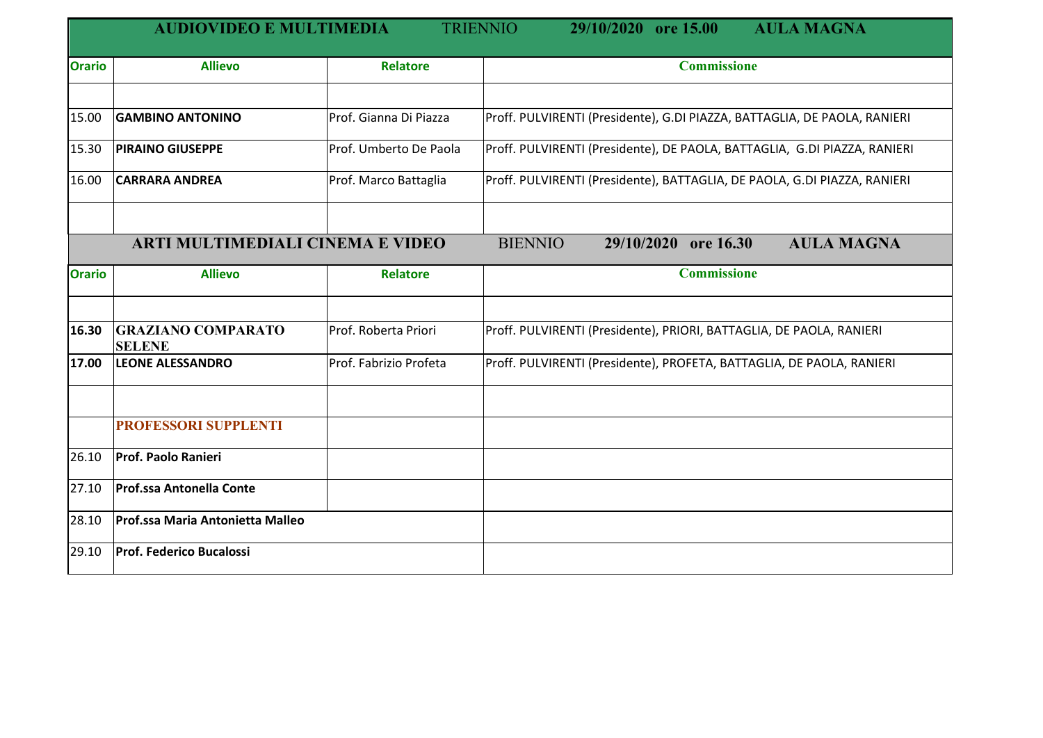| AUDIOVIDEO E MULTIMEDIA | TRIENNIO | 29/10/2020 ore 15.00 | AULA MAGNA |
|---|---|---|---|
| **Orario** | **Allievo** | **Relatore** | **Commissione** |
| | | | |
| 15.00 | **GAMBINO ANTONINO** | Prof. Gianna Di Piazza | Proff. PULVIRENTI (Presidente), G.DI PIAZZA, BATTAGLIA, DE PAOLA, RANIERI |
| 15.30 | **PIRAINO GIUSEPPE** | Prof. Umberto De Paola | Proff. PULVIRENTI (Presidente), DE PAOLA, BATTAGLIA, G.DI PIAZZA, RANIERI |
| 16.00 | **CARRARA ANDREA** | Prof. Marco Battaglia | Proff. PULVIRENTI (Presidente), BATTAGLIA, DE PAOLA, G.DI PIAZZA, RANIERI |

| ARTI MULTIMEDIALI CINEMA E VIDEO | BIENNIO | 29/10/2020 ore 16.30 | AULA MAGNA |
|---|---|---|---|
| **Orario** | **Allievo** | **Relatore** | **Commissione** |
| | | | |
| **16.30** | **GRAZIANO COMPARATO SELENE** | Prof. Roberta Priori | Proff. PULVIRENTI (Presidente), PRIORI, BATTAGLIA, DE PAOLA, RANIERI |
| **17.00** | **LEONE ALESSANDRO** | Prof. Fabrizio Profeta | Proff. PULVIRENTI (Presidente), PROFETA, BATTAGLIA, DE PAOLA, RANIERI |

| | **PROFESSORI SUPPLENTI** |
|---|---|
| 26.10 | **Prof. Paolo Ranieri** |
| 27.10 | **Prof.ssa Antonella Conte** |
| 28.10 | **Prof.ssa Maria Antonietta Malleo** |
| 29.10 | **Prof. Federico Bucalossi** |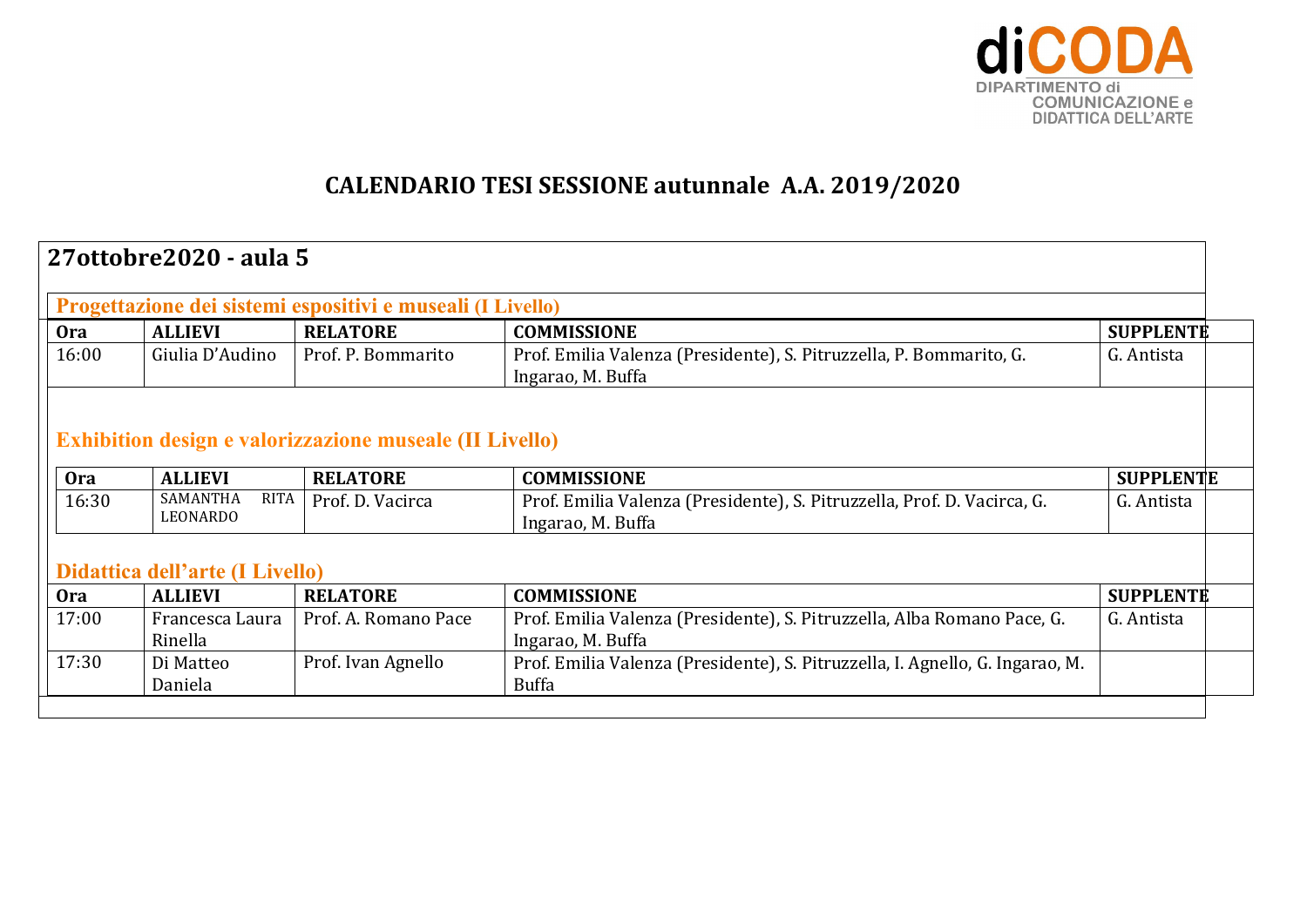diCODA
DIPARTIMENTO di COMUNICAZIONE e DIDATTICA DELL'ARTE

# CALENDARIO TESI SESSIONE autunnale A.A. 2019/2020

## 27ottobre2020 - aula 5

### Progettazione dei sistemi espositivi e museali (I Livello)

| Ora | ALLIEVI | RELATORE | COMMISSIONE | SUPPLENTE |
|---|---|---|---|---|
| 16:00 | Giulia D'Audino | Prof. P. Bommarito | Prof. Emilia Valenza (Presidente), S. Pitruzzella, P. Bommarito, G. Ingarao, M. Buffa | G. Antista |

### Exhibition design e valorizzazione museale (II Livello)

| Ora | ALLIEVI | RELATORE | COMMISSIONE | SUPPLENTE |
|---|---|---|---|---|
| 16:30 | SAMANTHA RITA LEONARDO | Prof. D. Vacirca | Prof. Emilia Valenza (Presidente), S. Pitruzzella, Prof. D. Vacirca, G. Ingarao, M. Buffa | G. Antista |

### Didattica dell'arte (I Livello)

| Ora | ALLIEVI | RELATORE | COMMISSIONE | SUPPLENTE |
|---|---|---|---|---|
| 17:00 | Francesca Laura Rinella | Prof. A. Romano Pace | Prof. Emilia Valenza (Presidente), S. Pitruzzella, Alba Romano Pace, G. Ingarao, M. Buffa | G. Antista |
| 17:30 | Di Matteo Daniela | Prof. Ivan Agnello | Prof. Emilia Valenza (Presidente), S. Pitruzzella, I. Agnello, G. Ingarao, M. Buffa | |